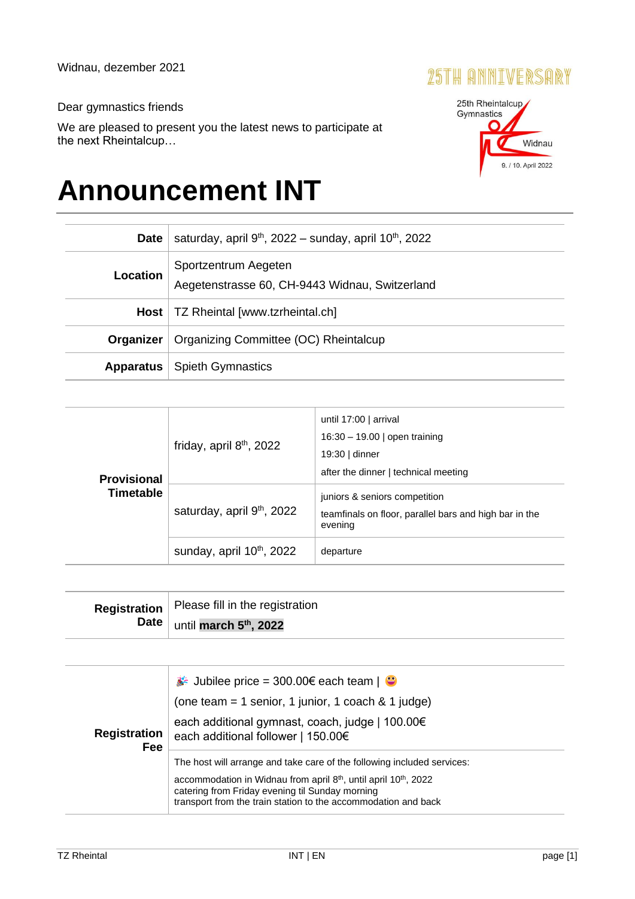Widnau, dezember 2021

25TH ANNIVERSARY

25th Rheintalcup Gymnastics Widnau 9. / 10. April 2022

Dear gymnastics friends

We are pleased to present you the latest news to participate at the next Rheintalcup…

# Announcement INT

| | |
|---|---|
| **Date** | saturday, april 9th, 2022 – sunday, april 10th, 2022 |
| **Location** | Sportzentrum Aegeten<br>Aegetenstrasse 60, CH-9443 Widnau, Switzerland |
| **Host** | TZ Rheintal [www.tzrheintal.ch] |
| **Organizer** | Organizing Committee (OC) Rheintalcup |
| **Apparatus** | Spieth Gymnastics |

| | | |
|---|---|---|
| **Provisional Timetable** | friday, april 8th, 2022 | until 17:00 \| arrival<br>16:30 – 19.00 \| open training<br>19:30 \| dinner<br>after the dinner \| technical meeting |
| | saturday, april 9th, 2022 | juniors & seniors competition<br>teamfinals on floor, parallel bars and high bar in the evening |
| | sunday, april 10th, 2022 | departure |

| | |
|---|---|
| **Registration Date** | Please fill in the registration<br>until **march 5th, 2022** |

| | |
|---|---|
| **Registration Fee** | 🎉 Jubilee price = 300.00€ each team \| 😀<br>(one team = 1 senior, 1 junior, 1 coach & 1 judge)<br>each additional gymnast, coach, judge \| 100.00€<br>each additional follower \| 150.00€ |
| | The host will arrange and take care of the following included services:<br>accommodation in Widnau from april 8th, until april 10th, 2022<br>catering from Friday evening til Sunday morning<br>transport from the train station to the accommodation and back |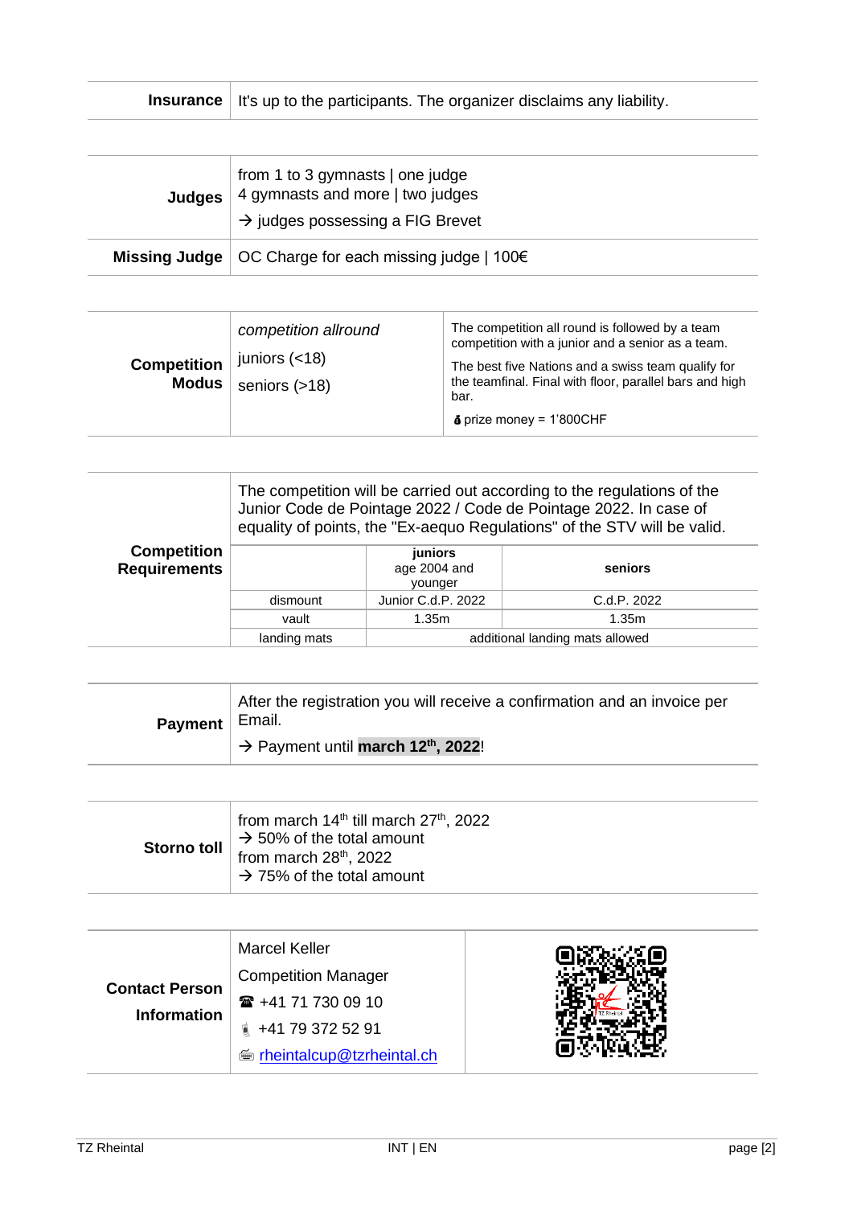| | |
|---|---|
| **Insurance** | It's up to the participants. The organizer disclaims any liability. |

| | |
|---|---|
| **Judges** | from 1 to 3 gymnasts \| one judge<br>4 gymnasts and more \| two judges<br>→ judges possessing a FIG Brevet |
| **Missing Judge** | OC Charge for each missing judge \| 100€ |

| | | |
|---|---|---|
| **Competition Modus** | *competition allround*<br>juniors (<18)<br>seniors (>18) | The competition all round is followed by a team competition with a junior and a senior as a team.<br>The best five Nations and a swiss team qualify for the teamfinal. Final with floor, parallel bars and high bar.<br>💰 prize money = 1'800CHF |

**Competition Requirements**

The competition will be carried out according to the regulations of the Junior Code de Pointage 2022 / Code de Pointage 2022. In case of equality of points, the "Ex-aequo Regulations" of the STV will be valid.

| | **juniors** age 2004 and younger | **seniors** |
|---|---|---|
| dismount | Junior C.d.P. 2022 | C.d.P. 2022 |
| vault | 1.35m | 1.35m |
| landing mats | additional landing mats allowed | |

| | |
|---|---|
| **Payment** | After the registration you will receive a confirmation and an invoice per Email.<br>→ Payment until **march 12th, 2022**! |

| | |
|---|---|
| **Storno toll** | from march 14th till march 27th, 2022<br>→ 50% of the total amount<br>from march 28th, 2022<br>→ 75% of the total amount |

| | |
|---|---|
| **Contact Person Information** | Marcel Keller<br>Competition Manager<br>☎ +41 71 730 09 10<br>+41 79 372 52 91<br>rheintalcup@tzrheintal.ch |